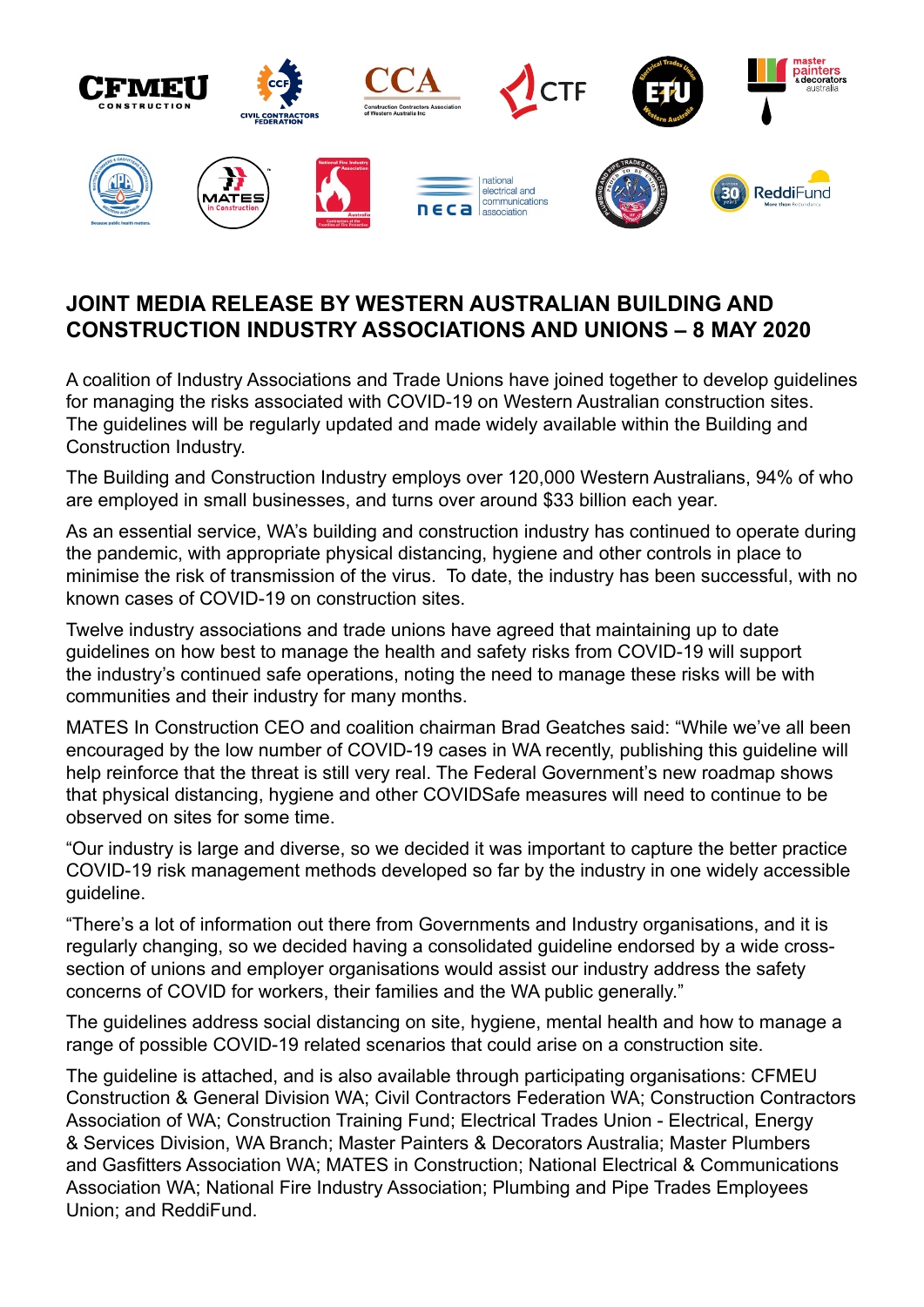# JOINT MEDIA RELEASE BY WESTERN AUSTRALIAN BUILDING AND CONSTRUCTION INDUSTRY ASSOCIATIONS AND UNIONS – 8 MAY 2020

A coalition of Industry Associations and Trade Unions have joined together to develop guidelines for managing the risks associated with COVID-19 on Western Australian construction sites. The guidelines will be regularly updated and made widely available within the Building and Construction Industry.

The Building and Construction Industry employs over 120,000 Western Australians, 94% of who are employed in small businesses, and turns over around $33 billion each year.

As an essential service, WA's building and construction industry has continued to operate during the pandemic, with appropriate physical distancing, hygiene and other controls in place to minimise the risk of transmission of the virus. To date, the industry has been successful, with no known cases of COVID-19 on construction sites.

Twelve industry associations and trade unions have agreed that maintaining up to date guidelines on how best to manage the health and safety risks from COVID-19 will support the industry's continued safe operations, noting the need to manage these risks will be with communities and their industry for many months.

MATES In Construction CEO and coalition chairman Brad Geatches said: "While we've all been encouraged by the low number of COVID-19 cases in WA recently, publishing this guideline will help reinforce that the threat is still very real. The Federal Government's new roadmap shows that physical distancing, hygiene and other COVIDSafe measures will need to continue to be observed on sites for some time.

"Our industry is large and diverse, so we decided it was important to capture the better practice COVID-19 risk management methods developed so far by the industry in one widely accessible guideline.

"There's a lot of information out there from Governments and Industry organisations, and it is regularly changing, so we decided having a consolidated guideline endorsed by a wide cross-section of unions and employer organisations would assist our industry address the safety concerns of COVID for workers, their families and the WA public generally."

The guidelines address social distancing on site, hygiene, mental health and how to manage a range of possible COVID-19 related scenarios that could arise on a construction site.

The guideline is attached, and is also available through participating organisations: CFMEU Construction & General Division WA; Civil Contractors Federation WA; Construction Contractors Association of WA; Construction Training Fund; Electrical Trades Union - Electrical, Energy & Services Division, WA Branch; Master Painters & Decorators Australia; Master Plumbers and Gasfitters Association WA; MATES in Construction; National Electrical & Communications Association WA; National Fire Industry Association; Plumbing and Pipe Trades Employees Union; and ReddiFund.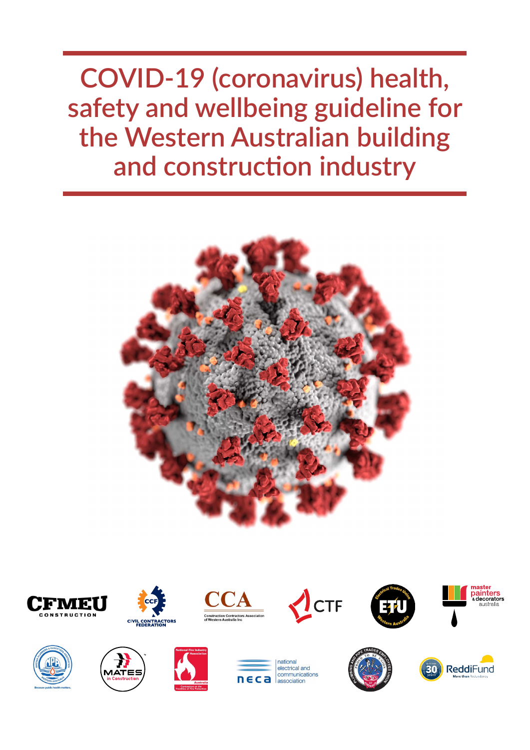# COVID-19 (coronavirus) health, safety and wellbeing guideline for the Western Australian building and construction industry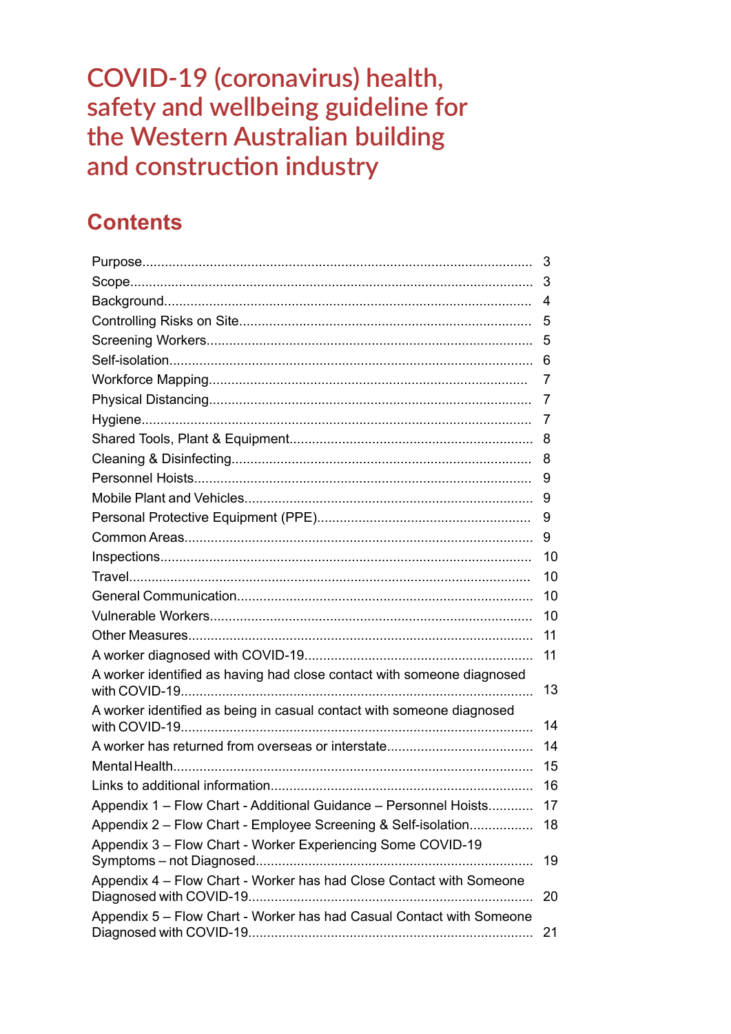# COVID-19 (coronavirus) health, safety and wellbeing guideline for the Western Australian building and construction industry

## Contents

| | |
|---|---|
| Purpose | 3 |
| Scope | 3 |
| Background | 4 |
| Controlling Risks on Site | 5 |
| Screening Workers | 5 |
| Self-isolation | 6 |
| Workforce Mapping | 7 |
| Physical Distancing | 7 |
| Hygiene | 7 |
| Shared Tools, Plant & Equipment | 8 |
| Cleaning & Disinfecting | 8 |
| Personnel Hoists | 9 |
| Mobile Plant and Vehicles | 9 |
| Personal Protective Equipment (PPE) | 9 |
| Common Areas | 9 |
| Inspections | 10 |
| Travel | 10 |
| General Communication | 10 |
| Vulnerable Workers | 10 |
| Other Measures | 11 |
| A worker diagnosed with COVID-19 | 11 |
| A worker identified as having had close contact with someone diagnosed with COVID-19 | 13 |
| A worker identified as being in casual contact with someone diagnosed with COVID-19 | 14 |
| A worker has returned from overseas or interstate | 14 |
| Mental Health | 15 |
| Links to additional information | 16 |
| Appendix 1 – Flow Chart - Additional Guidance – Personnel Hoists | 17 |
| Appendix 2 – Flow Chart - Employee Screening & Self-isolation | 18 |
| Appendix 3 – Flow Chart - Worker Experiencing Some COVID-19 Symptoms – not Diagnosed | 19 |
| Appendix 4 – Flow Chart - Worker has had Close Contact with Someone Diagnosed with COVID-19 | 20 |
| Appendix 5 – Flow Chart - Worker has had Casual Contact with Someone Diagnosed with COVID-19 | 21 |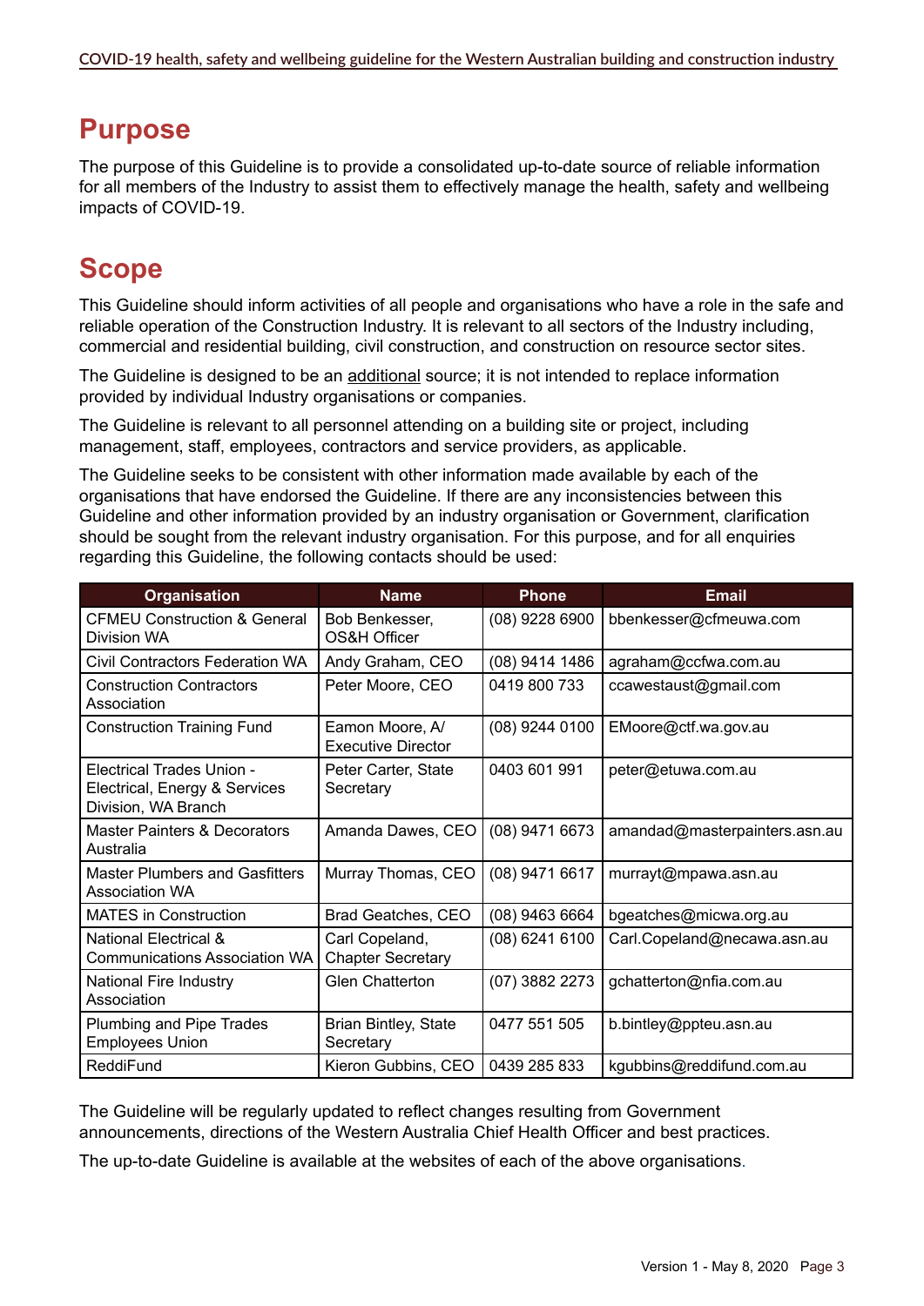# Purpose

The purpose of this Guideline is to provide a consolidated up-to-date source of reliable information for all members of the Industry to assist them to effectively manage the health, safety and wellbeing impacts of COVID-19.

# Scope

This Guideline should inform activities of all people and organisations who have a role in the safe and reliable operation of the Construction Industry. It is relevant to all sectors of the Industry including, commercial and residential building, civil construction, and construction on resource sector sites.

The Guideline is designed to be an additional source; it is not intended to replace information provided by individual Industry organisations or companies.

The Guideline is relevant to all personnel attending on a building site or project, including management, staff, employees, contractors and service providers, as applicable.

The Guideline seeks to be consistent with other information made available by each of the organisations that have endorsed the Guideline. If there are any inconsistencies between this Guideline and other information provided by an industry organisation or Government, clarification should be sought from the relevant industry organisation. For this purpose, and for all enquiries regarding this Guideline, the following contacts should be used:

| Organisation | Name | Phone | Email |
|---|---|---|---|
| CFMEU Construction & General Division WA | Bob Benkesser, OS&H Officer | (08) 9228 6900 | bbenkesser@cfmeuwa.com |
| Civil Contractors Federation WA | Andy Graham, CEO | (08) 9414 1486 | agraham@ccfwa.com.au |
| Construction Contractors Association | Peter Moore, CEO | 0419 800 733 | ccawestaust@gmail.com |
| Construction Training Fund | Eamon Moore, A/ Executive Director | (08) 9244 0100 | EMoore@ctf.wa.gov.au |
| Electrical Trades Union - Electrical, Energy & Services Division, WA Branch | Peter Carter, State Secretary | 0403 601 991 | peter@etuwa.com.au |
| Master Painters & Decorators Australia | Amanda Dawes, CEO | (08) 9471 6673 | amandad@masterpainters.asn.au |
| Master Plumbers and Gasfitters Association WA | Murray Thomas, CEO | (08) 9471 6617 | murrayt@mpawa.asn.au |
| MATES in Construction | Brad Geatches, CEO | (08) 9463 6664 | bgeatches@micwa.org.au |
| National Electrical & Communications Association WA | Carl Copeland, Chapter Secretary | (08) 6241 6100 | Carl.Copeland@necawa.asn.au |
| National Fire Industry Association | Glen Chatterton | (07) 3882 2273 | gchatterton@nfia.com.au |
| Plumbing and Pipe Trades Employees Union | Brian Bintley, State Secretary | 0477 551 505 | b.bintley@ppteu.asn.au |
| ReddiFund | Kieron Gubbins, CEO | 0439 285 833 | kgubbins@reddifund.com.au |

The Guideline will be regularly updated to reflect changes resulting from Government announcements, directions of the Western Australia Chief Health Officer and best practices.

The up-to-date Guideline is available at the websites of each of the above organisations.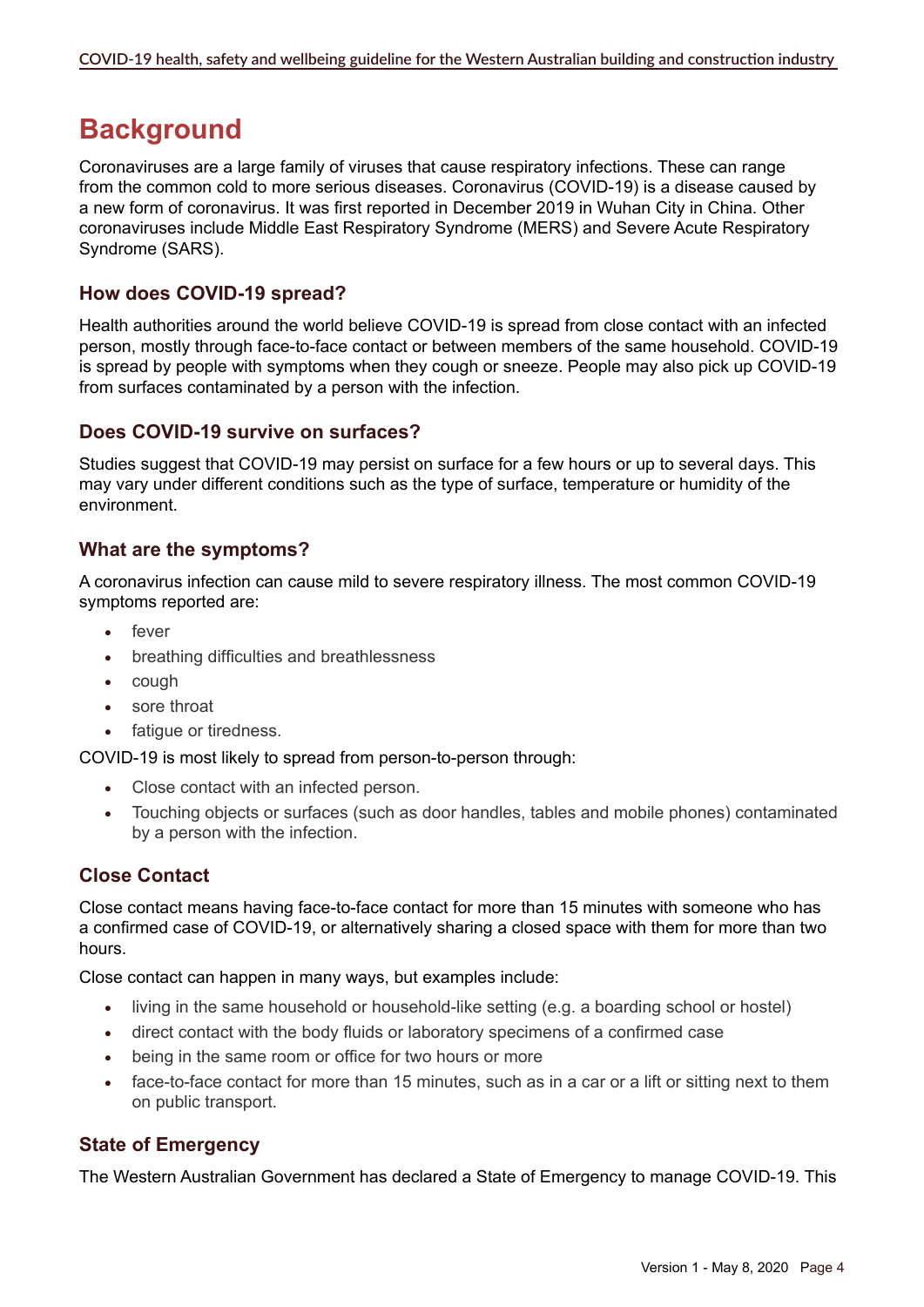# Background

Coronaviruses are a large family of viruses that cause respiratory infections. These can range from the common cold to more serious diseases. Coronavirus (COVID-19) is a disease caused by a new form of coronavirus. It was first reported in December 2019 in Wuhan City in China. Other coronaviruses include Middle East Respiratory Syndrome (MERS) and Severe Acute Respiratory Syndrome (SARS).

### How does COVID-19 spread?

Health authorities around the world believe COVID-19 is spread from close contact with an infected person, mostly through face-to-face contact or between members of the same household. COVID-19 is spread by people with symptoms when they cough or sneeze. People may also pick up COVID-19 from surfaces contaminated by a person with the infection.

### Does COVID-19 survive on surfaces?

Studies suggest that COVID-19 may persist on surface for a few hours or up to several days. This may vary under different conditions such as the type of surface, temperature or humidity of the environment.

### What are the symptoms?

A coronavirus infection can cause mild to severe respiratory illness. The most common COVID-19 symptoms reported are:

- fever
- breathing difficulties and breathlessness
- cough
- sore throat
- fatigue or tiredness.

COVID-19 is most likely to spread from person-to-person through:

- Close contact with an infected person.
- Touching objects or surfaces (such as door handles, tables and mobile phones) contaminated by a person with the infection.

### Close Contact

Close contact means having face-to-face contact for more than 15 minutes with someone who has a confirmed case of COVID-19, or alternatively sharing a closed space with them for more than two hours.

Close contact can happen in many ways, but examples include:

- living in the same household or household-like setting (e.g. a boarding school or hostel)
- direct contact with the body fluids or laboratory specimens of a confirmed case
- being in the same room or office for two hours or more
- face-to-face contact for more than 15 minutes, such as in a car or a lift or sitting next to them on public transport.

### State of Emergency

The Western Australian Government has declared a State of Emergency to manage COVID-19. This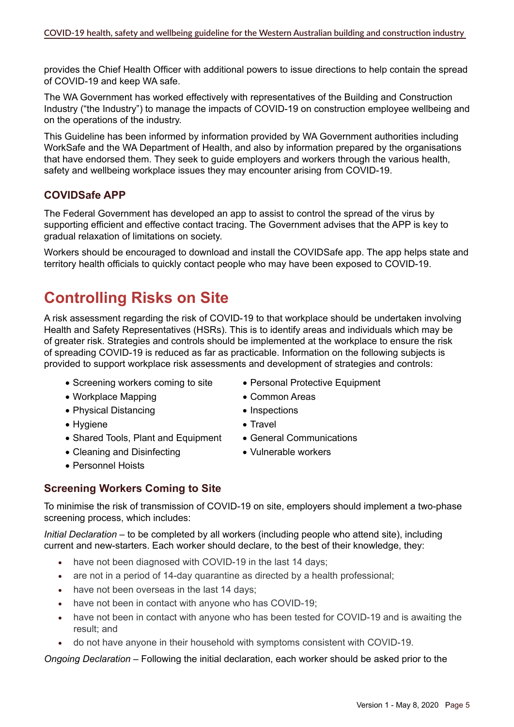provides the Chief Health Officer with additional powers to issue directions to help contain the spread of COVID-19 and keep WA safe.

The WA Government has worked effectively with representatives of the Building and Construction Industry ("the Industry") to manage the impacts of COVID-19 on construction employee wellbeing and on the operations of the industry.

This Guideline has been informed by information provided by WA Government authorities including WorkSafe and the WA Department of Health, and also by information prepared by the organisations that have endorsed them. They seek to guide employers and workers through the various health, safety and wellbeing workplace issues they may encounter arising from COVID-19.

### COVIDSafe APP

The Federal Government has developed an app to assist to control the spread of the virus by supporting efficient and effective contact tracing. The Government advises that the APP is key to gradual relaxation of limitations on society.

Workers should be encouraged to download and install the COVIDSafe app. The app helps state and territory health officials to quickly contact people who may have been exposed to COVID-19.

## Controlling Risks on Site

A risk assessment regarding the risk of COVID-19 to that workplace should be undertaken involving Health and Safety Representatives (HSRs). This is to identify areas and individuals which may be of greater risk. Strategies and controls should be implemented at the workplace to ensure the risk of spreading COVID-19 is reduced as far as practicable. Information on the following subjects is provided to support workplace risk assessments and development of strategies and controls:

- Screening workers coming to site
- Workplace Mapping
- Physical Distancing
- Hygiene
- Shared Tools, Plant and Equipment
- Cleaning and Disinfecting
- Personnel Hoists
- Personal Protective Equipment
- Common Areas
- Inspections
- Travel
- General Communications
- Vulnerable workers

### Screening Workers Coming to Site

To minimise the risk of transmission of COVID-19 on site, employers should implement a two-phase screening process, which includes:

*Initial Declaration* – to be completed by all workers (including people who attend site), including current and new-starters. Each worker should declare, to the best of their knowledge, they:

- have not been diagnosed with COVID-19 in the last 14 days;
- are not in a period of 14-day quarantine as directed by a health professional;
- have not been overseas in the last 14 days;
- have not been in contact with anyone who has COVID-19;
- have not been in contact with anyone who has been tested for COVID-19 and is awaiting the result; and
- do not have anyone in their household with symptoms consistent with COVID-19.

*Ongoing Declaration* – Following the initial declaration, each worker should be asked prior to the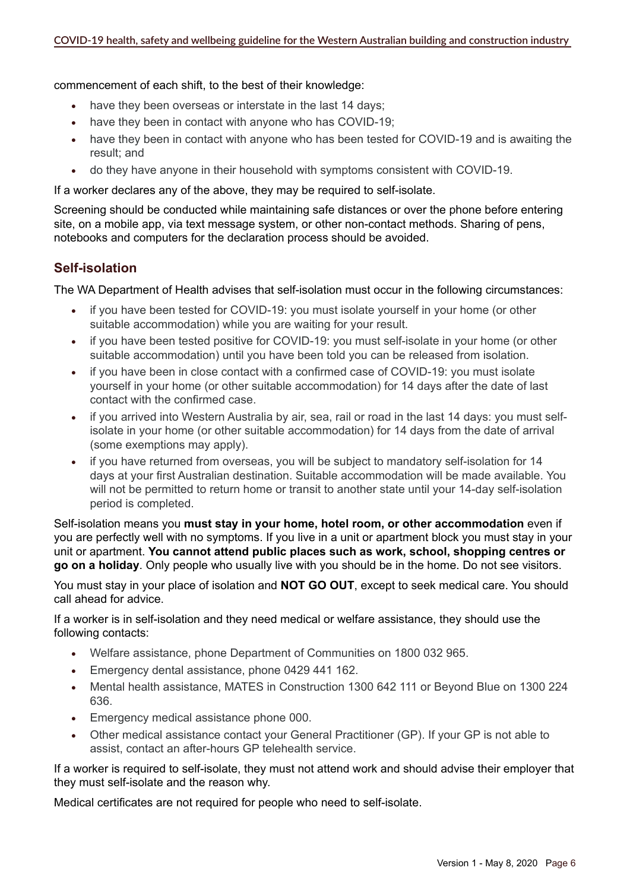commencement of each shift, to the best of their knowledge:

- have they been overseas or interstate in the last 14 days;
- have they been in contact with anyone who has COVID-19;
- have they been in contact with anyone who has been tested for COVID-19 and is awaiting the result; and
- do they have anyone in their household with symptoms consistent with COVID-19.

If a worker declares any of the above, they may be required to self-isolate.

Screening should be conducted while maintaining safe distances or over the phone before entering site, on a mobile app, via text message system, or other non-contact methods. Sharing of pens, notebooks and computers for the declaration process should be avoided.

## Self-isolation

The WA Department of Health advises that self-isolation must occur in the following circumstances:

- if you have been tested for COVID-19: you must isolate yourself in your home (or other suitable accommodation) while you are waiting for your result.
- if you have been tested positive for COVID-19: you must self-isolate in your home (or other suitable accommodation) until you have been told you can be released from isolation.
- if you have been in close contact with a confirmed case of COVID-19: you must isolate yourself in your home (or other suitable accommodation) for 14 days after the date of last contact with the confirmed case.
- if you arrived into Western Australia by air, sea, rail or road in the last 14 days: you must self-isolate in your home (or other suitable accommodation) for 14 days from the date of arrival (some exemptions may apply).
- if you have returned from overseas, you will be subject to mandatory self-isolation for 14 days at your first Australian destination. Suitable accommodation will be made available. You will not be permitted to return home or transit to another state until your 14-day self-isolation period is completed.

Self-isolation means you **must stay in your home, hotel room, or other accommodation** even if you are perfectly well with no symptoms. If you live in a unit or apartment block you must stay in your unit or apartment. **You cannot attend public places such as work, school, shopping centres or go on a holiday**. Only people who usually live with you should be in the home. Do not see visitors.

You must stay in your place of isolation and **NOT GO OUT**, except to seek medical care. You should call ahead for advice.

If a worker is in self-isolation and they need medical or welfare assistance, they should use the following contacts:

- Welfare assistance, phone Department of Communities on 1800 032 965.
- Emergency dental assistance, phone 0429 441 162.
- Mental health assistance, MATES in Construction 1300 642 111 or Beyond Blue on 1300 224 636.
- Emergency medical assistance phone 000.
- Other medical assistance contact your General Practitioner (GP). If your GP is not able to assist, contact an after-hours GP telehealth service.

If a worker is required to self-isolate, they must not attend work and should advise their employer that they must self-isolate and the reason why.

Medical certificates are not required for people who need to self-isolate.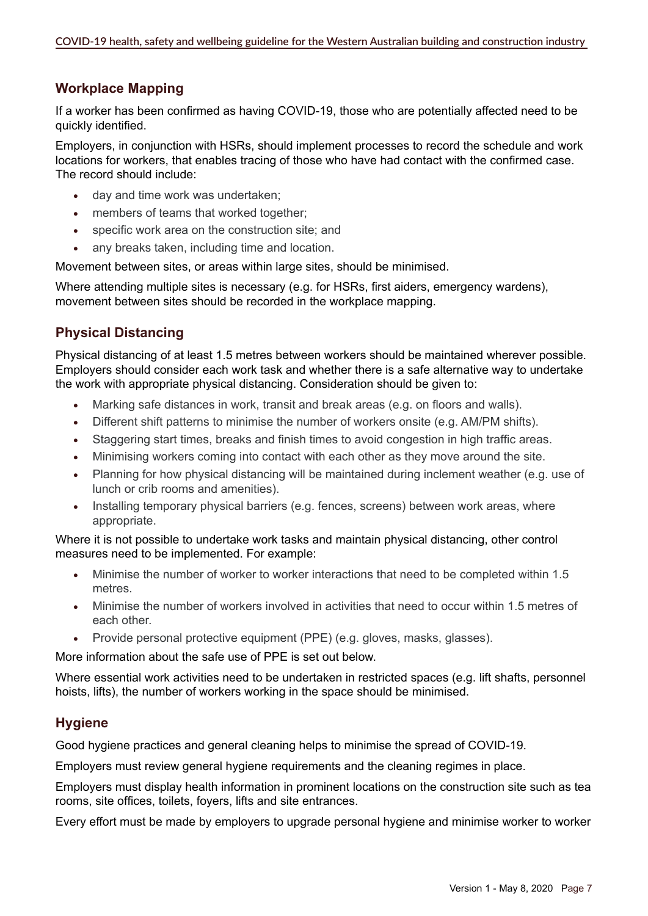## Workplace Mapping

If a worker has been confirmed as having COVID-19, those who are potentially affected need to be quickly identified.

Employers, in conjunction with HSRs, should implement processes to record the schedule and work locations for workers, that enables tracing of those who have had contact with the confirmed case. The record should include:

- day and time work was undertaken;
- members of teams that worked together;
- specific work area on the construction site; and
- any breaks taken, including time and location.

Movement between sites, or areas within large sites, should be minimised.

Where attending multiple sites is necessary (e.g. for HSRs, first aiders, emergency wardens), movement between sites should be recorded in the workplace mapping.

## Physical Distancing

Physical distancing of at least 1.5 metres between workers should be maintained wherever possible. Employers should consider each work task and whether there is a safe alternative way to undertake the work with appropriate physical distancing. Consideration should be given to:

- Marking safe distances in work, transit and break areas (e.g. on floors and walls).
- Different shift patterns to minimise the number of workers onsite (e.g. AM/PM shifts).
- Staggering start times, breaks and finish times to avoid congestion in high traffic areas.
- Minimising workers coming into contact with each other as they move around the site.
- Planning for how physical distancing will be maintained during inclement weather (e.g. use of lunch or crib rooms and amenities).
- Installing temporary physical barriers (e.g. fences, screens) between work areas, where appropriate.

Where it is not possible to undertake work tasks and maintain physical distancing, other control measures need to be implemented. For example:

- Minimise the number of worker to worker interactions that need to be completed within 1.5 metres.
- Minimise the number of workers involved in activities that need to occur within 1.5 metres of each other.
- Provide personal protective equipment (PPE) (e.g. gloves, masks, glasses).

More information about the safe use of PPE is set out below.

Where essential work activities need to be undertaken in restricted spaces (e.g. lift shafts, personnel hoists, lifts), the number of workers working in the space should be minimised.

## Hygiene

Good hygiene practices and general cleaning helps to minimise the spread of COVID-19.

Employers must review general hygiene requirements and the cleaning regimes in place.

Employers must display health information in prominent locations on the construction site such as tea rooms, site offices, toilets, foyers, lifts and site entrances.

Every effort must be made by employers to upgrade personal hygiene and minimise worker to worker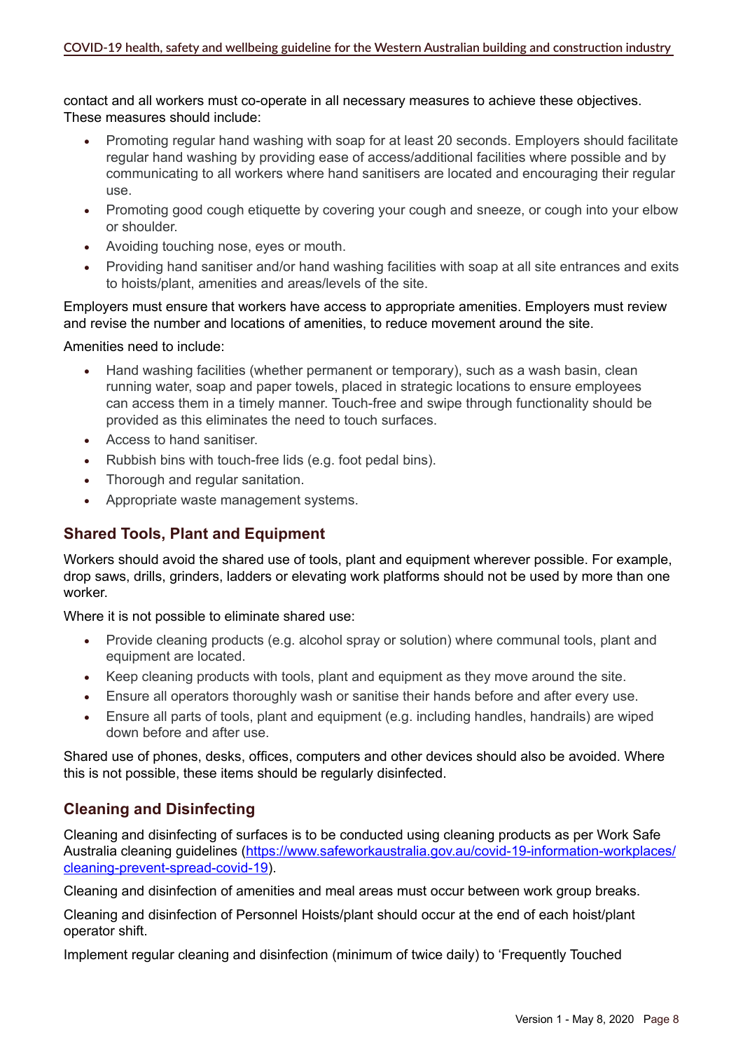contact and all workers must co-operate in all necessary measures to achieve these objectives. These measures should include:

- Promoting regular hand washing with soap for at least 20 seconds. Employers should facilitate regular hand washing by providing ease of access/additional facilities where possible and by communicating to all workers where hand sanitisers are located and encouraging their regular use.
- Promoting good cough etiquette by covering your cough and sneeze, or cough into your elbow or shoulder.
- Avoiding touching nose, eyes or mouth.
- Providing hand sanitiser and/or hand washing facilities with soap at all site entrances and exits to hoists/plant, amenities and areas/levels of the site.

Employers must ensure that workers have access to appropriate amenities. Employers must review and revise the number and locations of amenities, to reduce movement around the site.

Amenities need to include:

- Hand washing facilities (whether permanent or temporary), such as a wash basin, clean running water, soap and paper towels, placed in strategic locations to ensure employees can access them in a timely manner. Touch-free and swipe through functionality should be provided as this eliminates the need to touch surfaces.
- Access to hand sanitiser.
- Rubbish bins with touch-free lids (e.g. foot pedal bins).
- Thorough and regular sanitation.
- Appropriate waste management systems.

## Shared Tools, Plant and Equipment

Workers should avoid the shared use of tools, plant and equipment wherever possible. For example, drop saws, drills, grinders, ladders or elevating work platforms should not be used by more than one worker.

Where it is not possible to eliminate shared use:

- Provide cleaning products (e.g. alcohol spray or solution) where communal tools, plant and equipment are located.
- Keep cleaning products with tools, plant and equipment as they move around the site.
- Ensure all operators thoroughly wash or sanitise their hands before and after every use.
- Ensure all parts of tools, plant and equipment (e.g. including handles, handrails) are wiped down before and after use.

Shared use of phones, desks, offices, computers and other devices should also be avoided. Where this is not possible, these items should be regularly disinfected.

## Cleaning and Disinfecting

Cleaning and disinfecting of surfaces is to be conducted using cleaning products as per Work Safe Australia cleaning guidelines (https://www.safeworkaustralia.gov.au/covid-19-information-workplaces/cleaning-prevent-spread-covid-19).

Cleaning and disinfection of amenities and meal areas must occur between work group breaks.

Cleaning and disinfection of Personnel Hoists/plant should occur at the end of each hoist/plant operator shift.

Implement regular cleaning and disinfection (minimum of twice daily) to 'Frequently Touched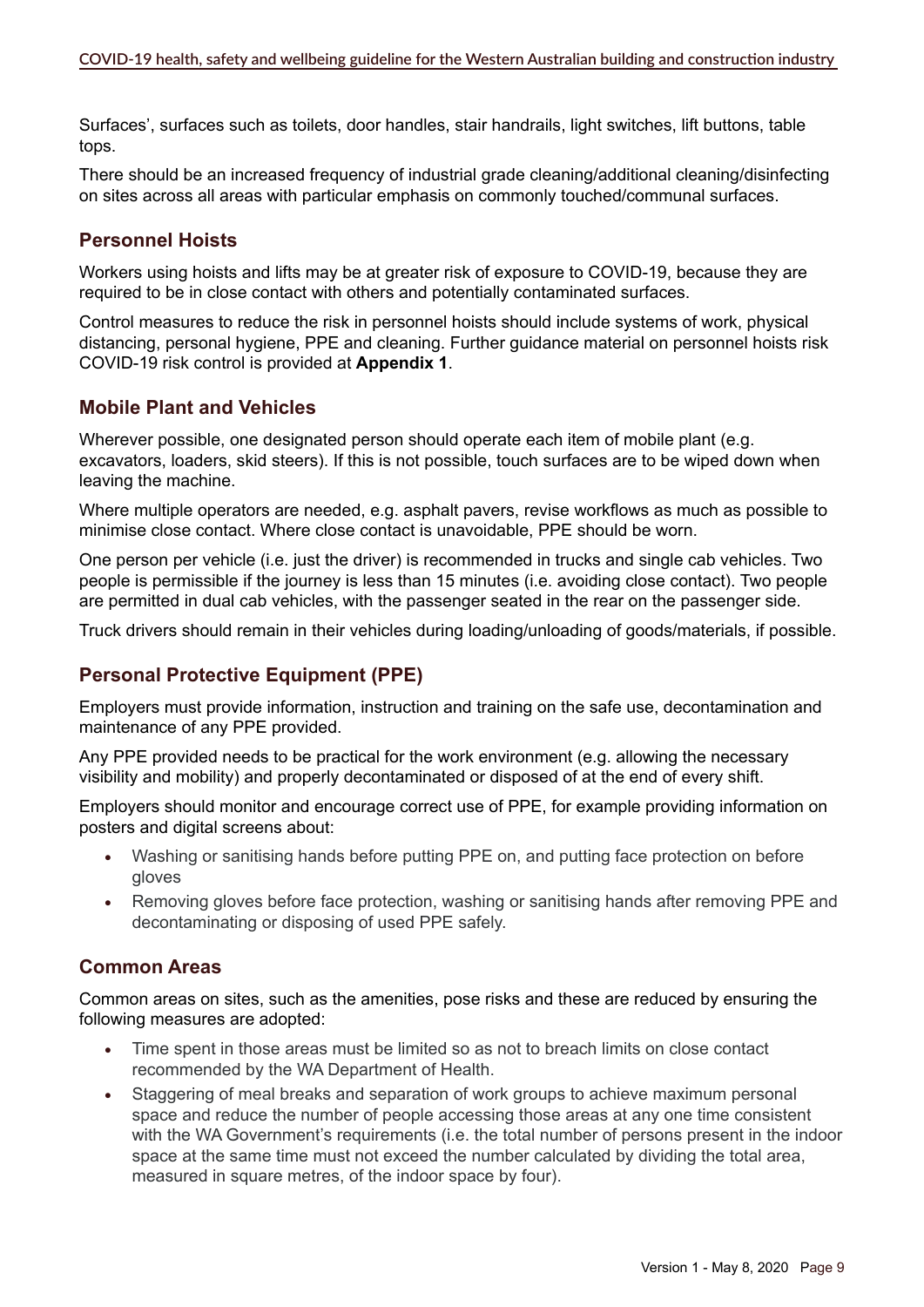Surfaces', surfaces such as toilets, door handles, stair handrails, light switches, lift buttons, table tops.

There should be an increased frequency of industrial grade cleaning/additional cleaning/disinfecting on sites across all areas with particular emphasis on commonly touched/communal surfaces.

## Personnel Hoists

Workers using hoists and lifts may be at greater risk of exposure to COVID-19, because they are required to be in close contact with others and potentially contaminated surfaces.

Control measures to reduce the risk in personnel hoists should include systems of work, physical distancing, personal hygiene, PPE and cleaning. Further guidance material on personnel hoists risk COVID-19 risk control is provided at **Appendix 1**.

## Mobile Plant and Vehicles

Wherever possible, one designated person should operate each item of mobile plant (e.g. excavators, loaders, skid steers). If this is not possible, touch surfaces are to be wiped down when leaving the machine.

Where multiple operators are needed, e.g. asphalt pavers, revise workflows as much as possible to minimise close contact. Where close contact is unavoidable, PPE should be worn.

One person per vehicle (i.e. just the driver) is recommended in trucks and single cab vehicles. Two people is permissible if the journey is less than 15 minutes (i.e. avoiding close contact). Two people are permitted in dual cab vehicles, with the passenger seated in the rear on the passenger side.

Truck drivers should remain in their vehicles during loading/unloading of goods/materials, if possible.

## Personal Protective Equipment (PPE)

Employers must provide information, instruction and training on the safe use, decontamination and maintenance of any PPE provided.

Any PPE provided needs to be practical for the work environment (e.g. allowing the necessary visibility and mobility) and properly decontaminated or disposed of at the end of every shift.

Employers should monitor and encourage correct use of PPE, for example providing information on posters and digital screens about:

- Washing or sanitising hands before putting PPE on, and putting face protection on before gloves
- Removing gloves before face protection, washing or sanitising hands after removing PPE and decontaminating or disposing of used PPE safely.

## Common Areas

Common areas on sites, such as the amenities, pose risks and these are reduced by ensuring the following measures are adopted:

- Time spent in those areas must be limited so as not to breach limits on close contact recommended by the WA Department of Health.
- Staggering of meal breaks and separation of work groups to achieve maximum personal space and reduce the number of people accessing those areas at any one time consistent with the WA Government's requirements (i.e. the total number of persons present in the indoor space at the same time must not exceed the number calculated by dividing the total area, measured in square metres, of the indoor space by four).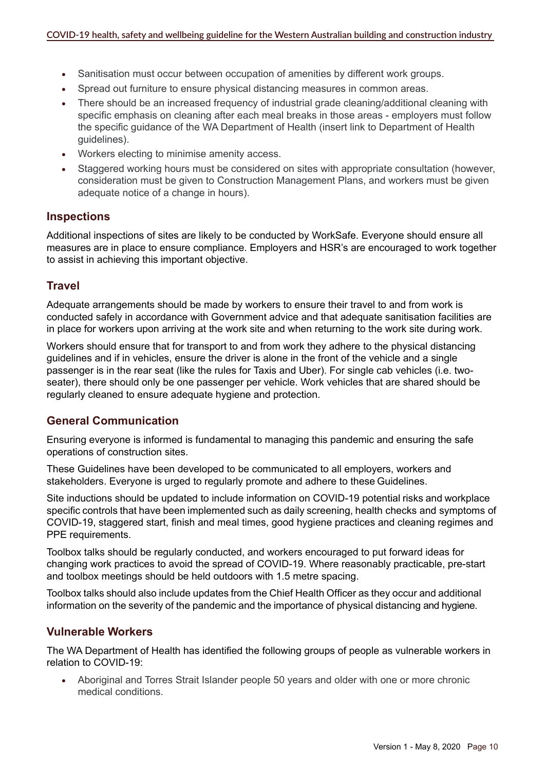- Sanitisation must occur between occupation of amenities by different work groups.
- Spread out furniture to ensure physical distancing measures in common areas.
- There should be an increased frequency of industrial grade cleaning/additional cleaning with specific emphasis on cleaning after each meal breaks in those areas - employers must follow the specific guidance of the WA Department of Health (insert link to Department of Health guidelines).
- Workers electing to minimise amenity access.
- Staggered working hours must be considered on sites with appropriate consultation (however, consideration must be given to Construction Management Plans, and workers must be given adequate notice of a change in hours).

## Inspections

Additional inspections of sites are likely to be conducted by WorkSafe. Everyone should ensure all measures are in place to ensure compliance. Employers and HSR's are encouraged to work together to assist in achieving this important objective.

## Travel

Adequate arrangements should be made by workers to ensure their travel to and from work is conducted safely in accordance with Government advice and that adequate sanitisation facilities are in place for workers upon arriving at the work site and when returning to the work site during work.

Workers should ensure that for transport to and from work they adhere to the physical distancing guidelines and if in vehicles, ensure the driver is alone in the front of the vehicle and a single passenger is in the rear seat (like the rules for Taxis and Uber). For single cab vehicles (i.e. two-seater), there should only be one passenger per vehicle. Work vehicles that are shared should be regularly cleaned to ensure adequate hygiene and protection.

## General Communication

Ensuring everyone is informed is fundamental to managing this pandemic and ensuring the safe operations of construction sites.

These Guidelines have been developed to be communicated to all employers, workers and stakeholders. Everyone is urged to regularly promote and adhere to these Guidelines.

Site inductions should be updated to include information on COVID-19 potential risks and workplace specific controls that have been implemented such as daily screening, health checks and symptoms of COVID-19, staggered start, finish and meal times, good hygiene practices and cleaning regimes and PPE requirements.

Toolbox talks should be regularly conducted, and workers encouraged to put forward ideas for changing work practices to avoid the spread of COVID-19. Where reasonably practicable, pre-start and toolbox meetings should be held outdoors with 1.5 metre spacing.

Toolbox talks should also include updates from the Chief Health Officer as they occur and additional information on the severity of the pandemic and the importance of physical distancing and hygiene.

## Vulnerable Workers

The WA Department of Health has identified the following groups of people as vulnerable workers in relation to COVID-19:

- Aboriginal and Torres Strait Islander people 50 years and older with one or more chronic medical conditions.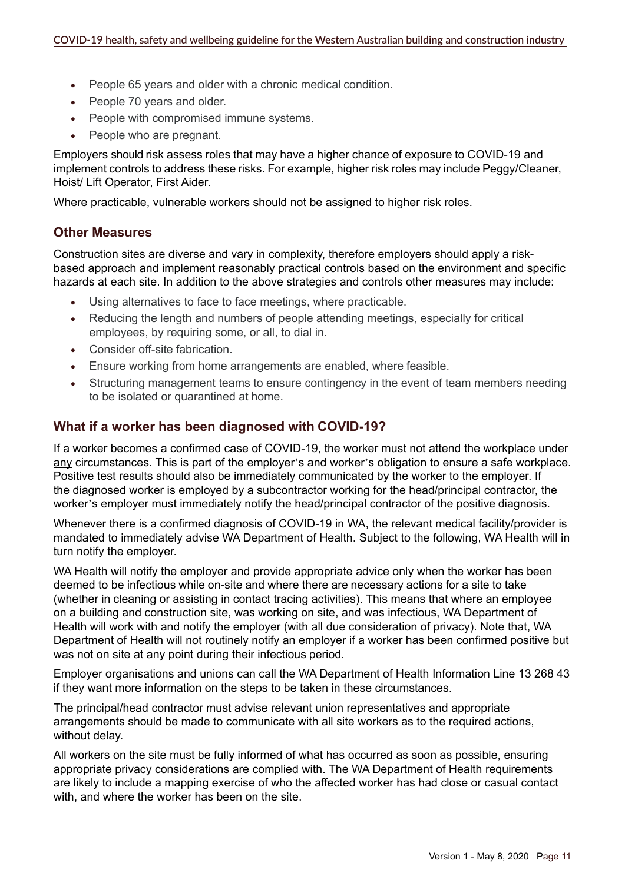- People 65 years and older with a chronic medical condition.
- People 70 years and older.
- People with compromised immune systems.
- People who are pregnant.

Employers should risk assess roles that may have a higher chance of exposure to COVID-19 and implement controls to address these risks. For example, higher risk roles may include Peggy/Cleaner, Hoist/ Lift Operator, First Aider.

Where practicable, vulnerable workers should not be assigned to higher risk roles.

## Other Measures

Construction sites are diverse and vary in complexity, therefore employers should apply a risk-based approach and implement reasonably practical controls based on the environment and specific hazards at each site. In addition to the above strategies and controls other measures may include:

- Using alternatives to face to face meetings, where practicable.
- Reducing the length and numbers of people attending meetings, especially for critical employees, by requiring some, or all, to dial in.
- Consider off-site fabrication.
- Ensure working from home arrangements are enabled, where feasible.
- Structuring management teams to ensure contingency in the event of team members needing to be isolated or quarantined at home.

## What if a worker has been diagnosed with COVID-19?

If a worker becomes a confirmed case of COVID-19, the worker must not attend the workplace under any circumstances. This is part of the employer's and worker's obligation to ensure a safe workplace. Positive test results should also be immediately communicated by the worker to the employer. If the diagnosed worker is employed by a subcontractor working for the head/principal contractor, the worker's employer must immediately notify the head/principal contractor of the positive diagnosis.

Whenever there is a confirmed diagnosis of COVID-19 in WA, the relevant medical facility/provider is mandated to immediately advise WA Department of Health. Subject to the following, WA Health will in turn notify the employer.

WA Health will notify the employer and provide appropriate advice only when the worker has been deemed to be infectious while on-site and where there are necessary actions for a site to take (whether in cleaning or assisting in contact tracing activities). This means that where an employee on a building and construction site, was working on site, and was infectious, WA Department of Health will work with and notify the employer (with all due consideration of privacy). Note that, WA Department of Health will not routinely notify an employer if a worker has been confirmed positive but was not on site at any point during their infectious period.

Employer organisations and unions can call the WA Department of Health Information Line 13 268 43 if they want more information on the steps to be taken in these circumstances.

The principal/head contractor must advise relevant union representatives and appropriate arrangements should be made to communicate with all site workers as to the required actions, without delay.

All workers on the site must be fully informed of what has occurred as soon as possible, ensuring appropriate privacy considerations are complied with. The WA Department of Health requirements are likely to include a mapping exercise of who the affected worker has had close or casual contact with, and where the worker has been on the site.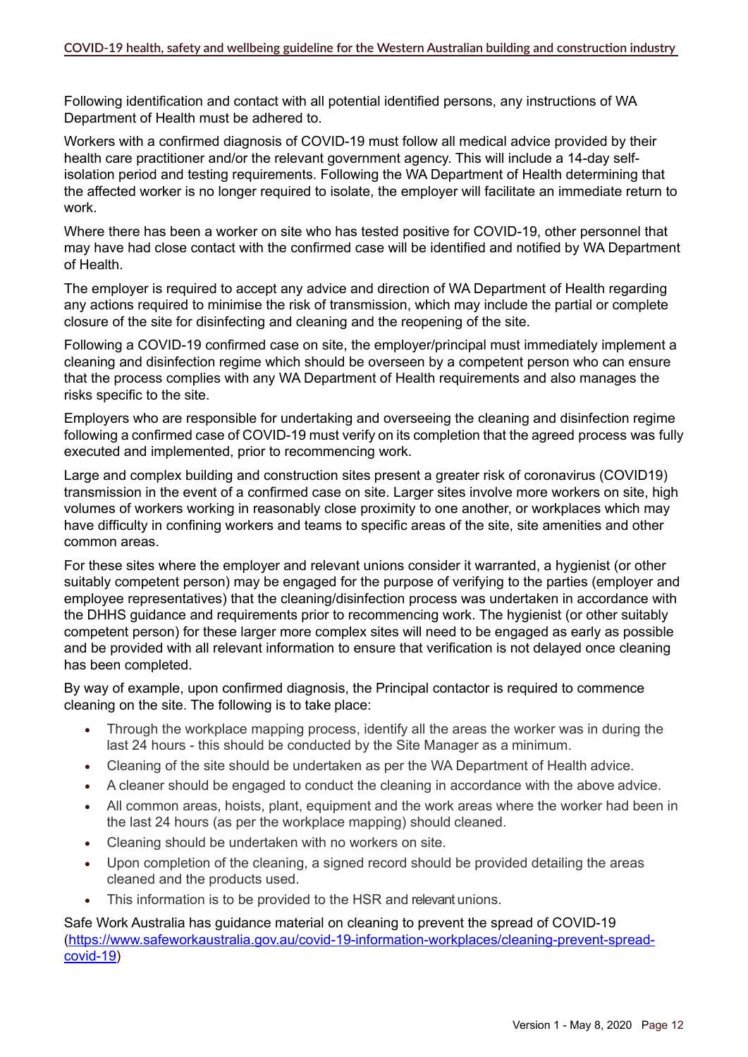Following identification and contact with all potential identified persons, any instructions of WA Department of Health must be adhered to.

Workers with a confirmed diagnosis of COVID-19 must follow all medical advice provided by their health care practitioner and/or the relevant government agency. This will include a 14-day self-isolation period and testing requirements. Following the WA Department of Health determining that the affected worker is no longer required to isolate, the employer will facilitate an immediate return to work.

Where there has been a worker on site who has tested positive for COVID-19, other personnel that may have had close contact with the confirmed case will be identified and notified by WA Department of Health.

The employer is required to accept any advice and direction of WA Department of Health regarding any actions required to minimise the risk of transmission, which may include the partial or complete closure of the site for disinfecting and cleaning and the reopening of the site.

Following a COVID-19 confirmed case on site, the employer/principal must immediately implement a cleaning and disinfection regime which should be overseen by a competent person who can ensure that the process complies with any WA Department of Health requirements and also manages the risks specific to the site.

Employers who are responsible for undertaking and overseeing the cleaning and disinfection regime following a confirmed case of COVID-19 must verify on its completion that the agreed process was fully executed and implemented, prior to recommencing work.

Large and complex building and construction sites present a greater risk of coronavirus (COVID19) transmission in the event of a confirmed case on site. Larger sites involve more workers on site, high volumes of workers working in reasonably close proximity to one another, or workplaces which may have difficulty in confining workers and teams to specific areas of the site, site amenities and other common areas.

For these sites where the employer and relevant unions consider it warranted, a hygienist (or other suitably competent person) may be engaged for the purpose of verifying to the parties (employer and employee representatives) that the cleaning/disinfection process was undertaken in accordance with the DHHS guidance and requirements prior to recommencing work. The hygienist (or other suitably competent person) for these larger more complex sites will need to be engaged as early as possible and be provided with all relevant information to ensure that verification is not delayed once cleaning has been completed.

By way of example, upon confirmed diagnosis, the Principal contactor is required to commence cleaning on the site. The following is to take place:

- Through the workplace mapping process, identify all the areas the worker was in during the last 24 hours - this should be conducted by the Site Manager as a minimum.
- Cleaning of the site should be undertaken as per the WA Department of Health advice.
- A cleaner should be engaged to conduct the cleaning in accordance with the above advice.
- All common areas, hoists, plant, equipment and the work areas where the worker had been in the last 24 hours (as per the workplace mapping) should cleaned.
- Cleaning should be undertaken with no workers on site.
- Upon completion of the cleaning, a signed record should be provided detailing the areas cleaned and the products used.
- This information is to be provided to the HSR and relevant unions.

Safe Work Australia has guidance material on cleaning to prevent the spread of COVID-19 (https://www.safeworkaustralia.gov.au/covid-19-information-workplaces/cleaning-prevent-spread-covid-19)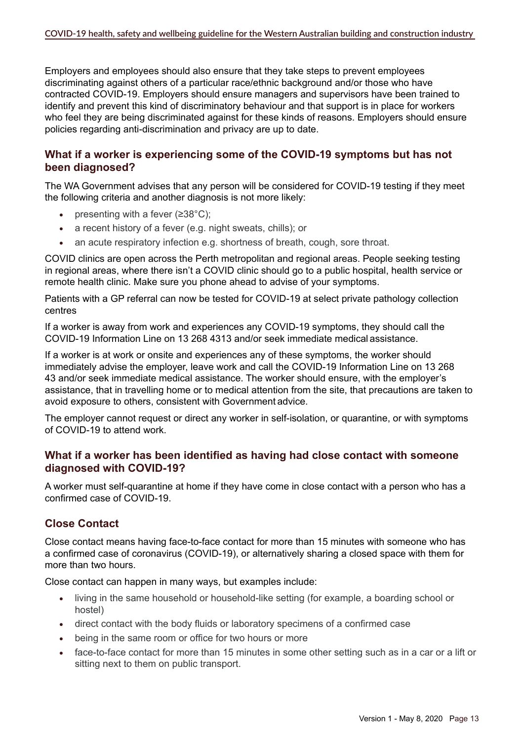Employers and employees should also ensure that they take steps to prevent employees discriminating against others of a particular race/ethnic background and/or those who have contracted COVID-19. Employers should ensure managers and supervisors have been trained to identify and prevent this kind of discriminatory behaviour and that support is in place for workers who feel they are being discriminated against for these kinds of reasons. Employers should ensure policies regarding anti-discrimination and privacy are up to date.

## What if a worker is experiencing some of the COVID-19 symptoms but has not been diagnosed?

The WA Government advises that any person will be considered for COVID-19 testing if they meet the following criteria and another diagnosis is not more likely:

- presenting with a fever (≥38°C);
- a recent history of a fever (e.g. night sweats, chills); or
- an acute respiratory infection e.g. shortness of breath, cough, sore throat.

COVID clinics are open across the Perth metropolitan and regional areas. People seeking testing in regional areas, where there isn't a COVID clinic should go to a public hospital, health service or remote health clinic. Make sure you phone ahead to advise of your symptoms.

Patients with a GP referral can now be tested for COVID-19 at select private pathology collection centres

If a worker is away from work and experiences any COVID-19 symptoms, they should call the COVID-19 Information Line on 13 268 4313 and/or seek immediate medical assistance.

If a worker is at work or onsite and experiences any of these symptoms, the worker should immediately advise the employer, leave work and call the COVID-19 Information Line on 13 268 43 and/or seek immediate medical assistance. The worker should ensure, with the employer's assistance, that in travelling home or to medical attention from the site, that precautions are taken to avoid exposure to others, consistent with Government advice.

The employer cannot request or direct any worker in self-isolation, or quarantine, or with symptoms of COVID-19 to attend work.

## What if a worker has been identified as having had close contact with someone diagnosed with COVID-19?

A worker must self-quarantine at home if they have come in close contact with a person who has a confirmed case of COVID-19.

## Close Contact

Close contact means having face-to-face contact for more than 15 minutes with someone who has a confirmed case of coronavirus (COVID-19), or alternatively sharing a closed space with them for more than two hours.

Close contact can happen in many ways, but examples include:

- living in the same household or household-like setting (for example, a boarding school or hostel)
- direct contact with the body fluids or laboratory specimens of a confirmed case
- being in the same room or office for two hours or more
- face-to-face contact for more than 15 minutes in some other setting such as in a car or a lift or sitting next to them on public transport.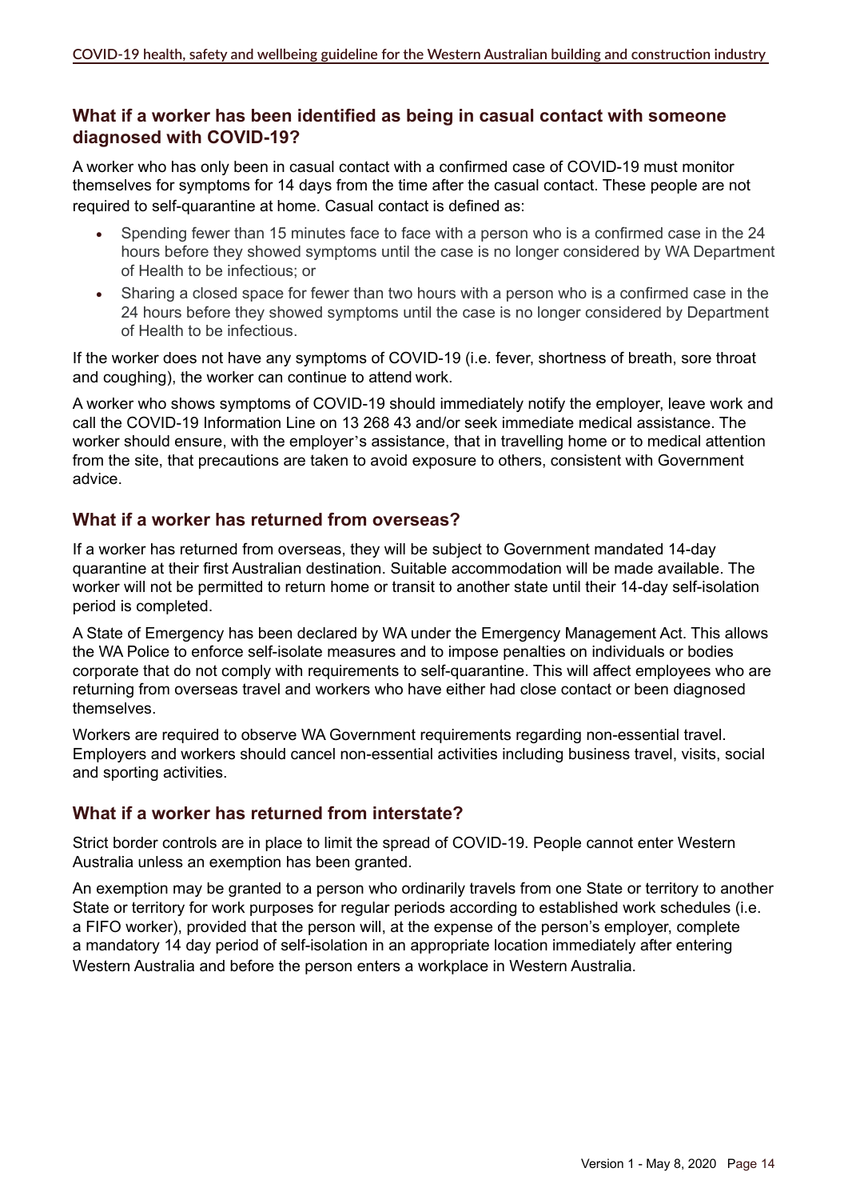## What if a worker has been identified as being in casual contact with someone diagnosed with COVID-19?

A worker who has only been in casual contact with a confirmed case of COVID-19 must monitor themselves for symptoms for 14 days from the time after the casual contact. These people are not required to self-quarantine at home. Casual contact is defined as:

- Spending fewer than 15 minutes face to face with a person who is a confirmed case in the 24 hours before they showed symptoms until the case is no longer considered by WA Department of Health to be infectious; or
- Sharing a closed space for fewer than two hours with a person who is a confirmed case in the 24 hours before they showed symptoms until the case is no longer considered by Department of Health to be infectious.

If the worker does not have any symptoms of COVID-19 (i.e. fever, shortness of breath, sore throat and coughing), the worker can continue to attend work.

A worker who shows symptoms of COVID-19 should immediately notify the employer, leave work and call the COVID-19 Information Line on 13 268 43 and/or seek immediate medical assistance. The worker should ensure, with the employer's assistance, that in travelling home or to medical attention from the site, that precautions are taken to avoid exposure to others, consistent with Government advice.

## What if a worker has returned from overseas?

If a worker has returned from overseas, they will be subject to Government mandated 14-day quarantine at their first Australian destination. Suitable accommodation will be made available. The worker will not be permitted to return home or transit to another state until their 14-day self-isolation period is completed.

A State of Emergency has been declared by WA under the Emergency Management Act. This allows the WA Police to enforce self-isolate measures and to impose penalties on individuals or bodies corporate that do not comply with requirements to self-quarantine. This will affect employees who are returning from overseas travel and workers who have either had close contact or been diagnosed themselves.

Workers are required to observe WA Government requirements regarding non-essential travel. Employers and workers should cancel non-essential activities including business travel, visits, social and sporting activities.

## What if a worker has returned from interstate?

Strict border controls are in place to limit the spread of COVID-19. People cannot enter Western Australia unless an exemption has been granted.

An exemption may be granted to a person who ordinarily travels from one State or territory to another State or territory for work purposes for regular periods according to established work schedules (i.e. a FIFO worker), provided that the person will, at the expense of the person's employer, complete a mandatory 14 day period of self-isolation in an appropriate location immediately after entering Western Australia and before the person enters a workplace in Western Australia.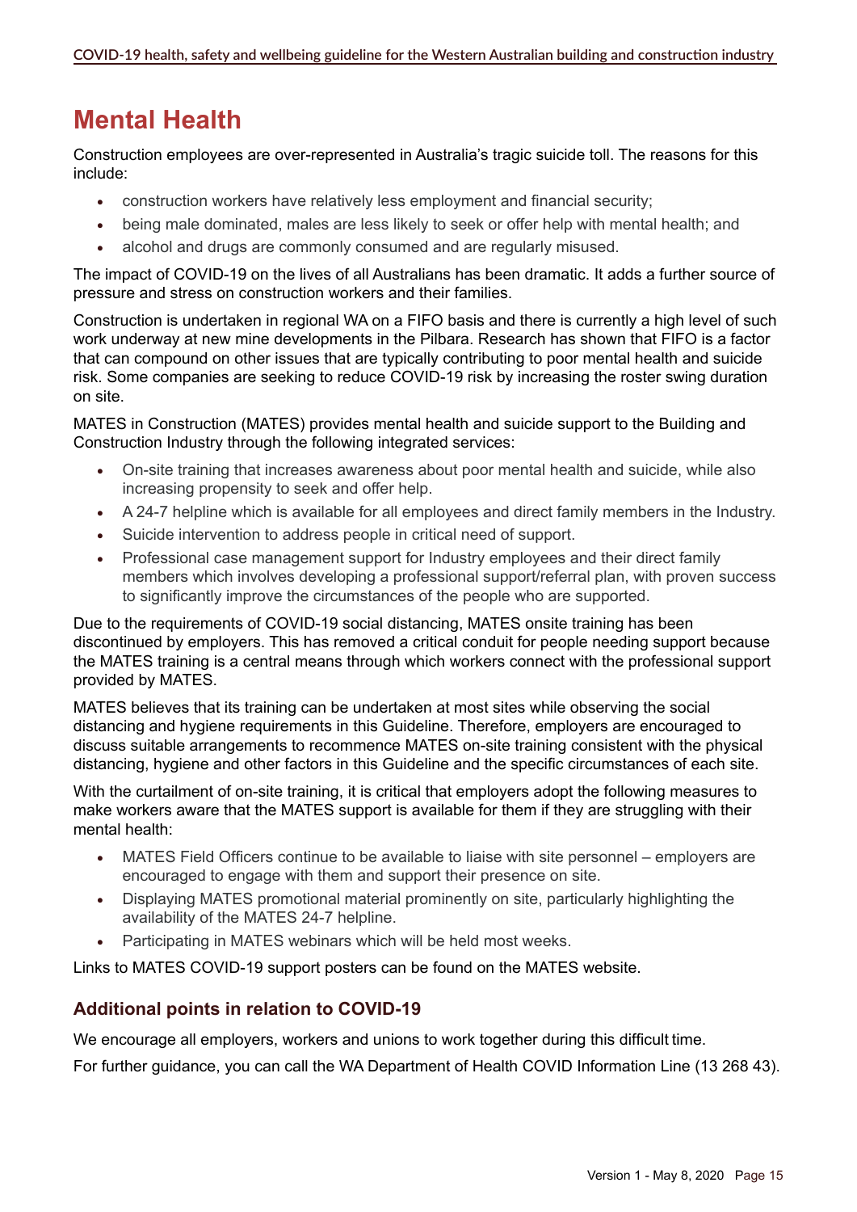# Mental Health

Construction employees are over-represented in Australia's tragic suicide toll. The reasons for this include:

- construction workers have relatively less employment and financial security;
- being male dominated, males are less likely to seek or offer help with mental health; and
- alcohol and drugs are commonly consumed and are regularly misused.

The impact of COVID-19 on the lives of all Australians has been dramatic. It adds a further source of pressure and stress on construction workers and their families.

Construction is undertaken in regional WA on a FIFO basis and there is currently a high level of such work underway at new mine developments in the Pilbara. Research has shown that FIFO is a factor that can compound on other issues that are typically contributing to poor mental health and suicide risk. Some companies are seeking to reduce COVID-19 risk by increasing the roster swing duration on site.

MATES in Construction (MATES) provides mental health and suicide support to the Building and Construction Industry through the following integrated services:

- On-site training that increases awareness about poor mental health and suicide, while also increasing propensity to seek and offer help.
- A 24-7 helpline which is available for all employees and direct family members in the Industry.
- Suicide intervention to address people in critical need of support.
- Professional case management support for Industry employees and their direct family members which involves developing a professional support/referral plan, with proven success to significantly improve the circumstances of the people who are supported.

Due to the requirements of COVID-19 social distancing, MATES onsite training has been discontinued by employers. This has removed a critical conduit for people needing support because the MATES training is a central means through which workers connect with the professional support provided by MATES.

MATES believes that its training can be undertaken at most sites while observing the social distancing and hygiene requirements in this Guideline. Therefore, employers are encouraged to discuss suitable arrangements to recommence MATES on-site training consistent with the physical distancing, hygiene and other factors in this Guideline and the specific circumstances of each site.

With the curtailment of on-site training, it is critical that employers adopt the following measures to make workers aware that the MATES support is available for them if they are struggling with their mental health:

- MATES Field Officers continue to be available to liaise with site personnel – employers are encouraged to engage with them and support their presence on site.
- Displaying MATES promotional material prominently on site, particularly highlighting the availability of the MATES 24-7 helpline.
- Participating in MATES webinars which will be held most weeks.

Links to MATES COVID-19 support posters can be found on the MATES website.

## Additional points in relation to COVID-19

We encourage all employers, workers and unions to work together during this difficult time.

For further guidance, you can call the WA Department of Health COVID Information Line (13 268 43).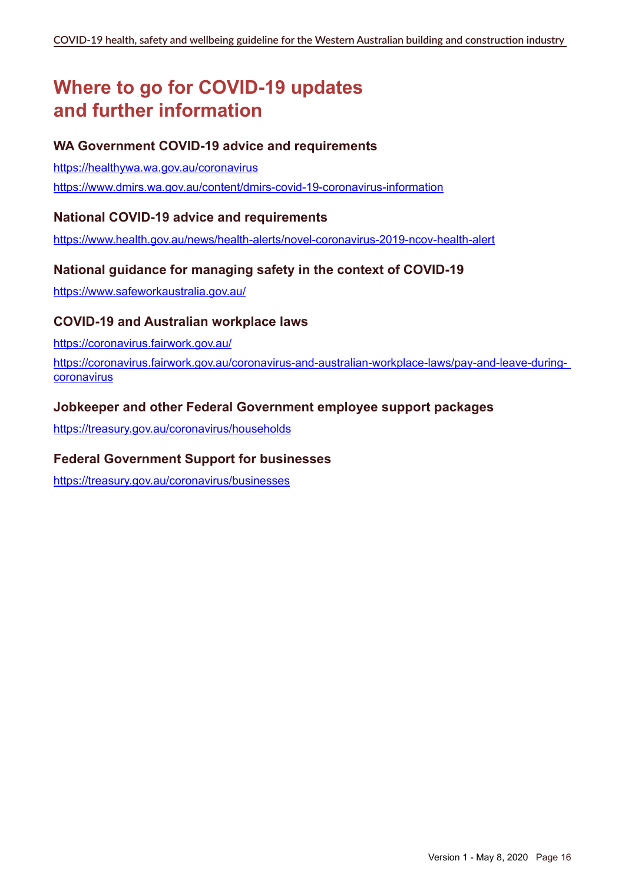# Where to go for COVID-19 updates and further information

### WA Government COVID-19 advice and requirements

https://healthywa.wa.gov.au/coronavirus

https://www.dmirs.wa.gov.au/content/dmirs-covid-19-coronavirus-information

### National COVID-19 advice and requirements

https://www.health.gov.au/news/health-alerts/novel-coronavirus-2019-ncov-health-alert

### National guidance for managing safety in the context of COVID-19

https://www.safeworkaustralia.gov.au/

### COVID-19 and Australian workplace laws

https://coronavirus.fairwork.gov.au/

https://coronavirus.fairwork.gov.au/coronavirus-and-australian-workplace-laws/pay-and-leave-during-coronavirus

### Jobkeeper and other Federal Government employee support packages

https://treasury.gov.au/coronavirus/households

### Federal Government Support for businesses

https://treasury.gov.au/coronavirus/businesses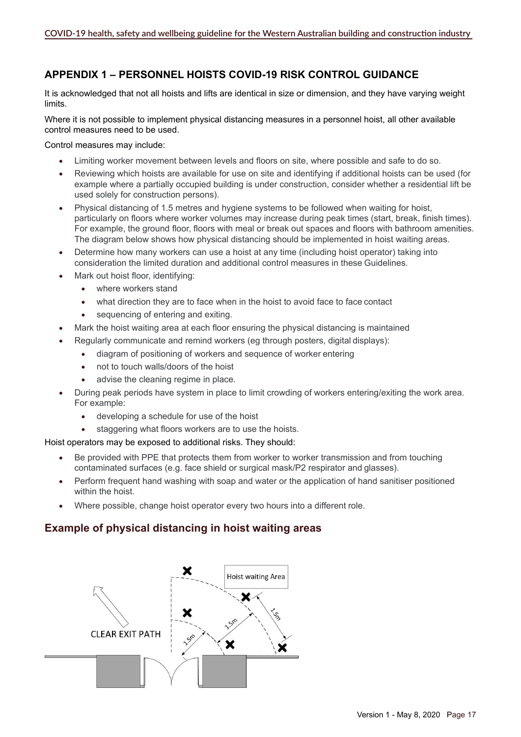## APPENDIX 1 – PERSONNEL HOISTS COVID-19 RISK CONTROL GUIDANCE

It is acknowledged that not all hoists and lifts are identical in size or dimension, and they have varying weight limits.

Where it is not possible to implement physical distancing measures in a personnel hoist, all other available control measures need to be used.

Control measures may include:

- Limiting worker movement between levels and floors on site, where possible and safe to do so.
- Reviewing which hoists are available for use on site and identifying if additional hoists can be used (for example where a partially occupied building is under construction, consider whether a residential lift be used solely for construction persons).
- Physical distancing of 1.5 metres and hygiene systems to be followed when waiting for hoist, particularly on floors where worker volumes may increase during peak times (start, break, finish times). For example, the ground floor, floors with meal or break out spaces and floors with bathroom amenities. The diagram below shows how physical distancing should be implemented in hoist waiting areas.
- Determine how many workers can use a hoist at any time (including hoist operator) taking into consideration the limited duration and additional control measures in these Guidelines.
- Mark out hoist floor, identifying:
  - where workers stand
  - what direction they are to face when in the hoist to avoid face to face contact
  - sequencing of entering and exiting.
- Mark the hoist waiting area at each floor ensuring the physical distancing is maintained
- Regularly communicate and remind workers (eg through posters, digital displays):
  - diagram of positioning of workers and sequence of worker entering
  - not to touch walls/doors of the hoist
  - advise the cleaning regime in place.
- During peak periods have system in place to limit crowding of workers entering/exiting the work area. For example:
  - developing a schedule for use of the hoist
  - staggering what floors workers are to use the hoists.

Hoist operators may be exposed to additional risks. They should:

- Be provided with PPE that protects them from worker to worker transmission and from touching contaminated surfaces (e.g. face shield or surgical mask/P2 respirator and glasses).
- Perform frequent hand washing with soap and water or the application of hand sanitiser positioned within the hoist.
- Where possible, change hoist operator every two hours into a different role.

## Example of physical distancing in hoist waiting areas

Hoist waiting Area

CLEAR EXIT PATH

1.5m

1.5m

1.5m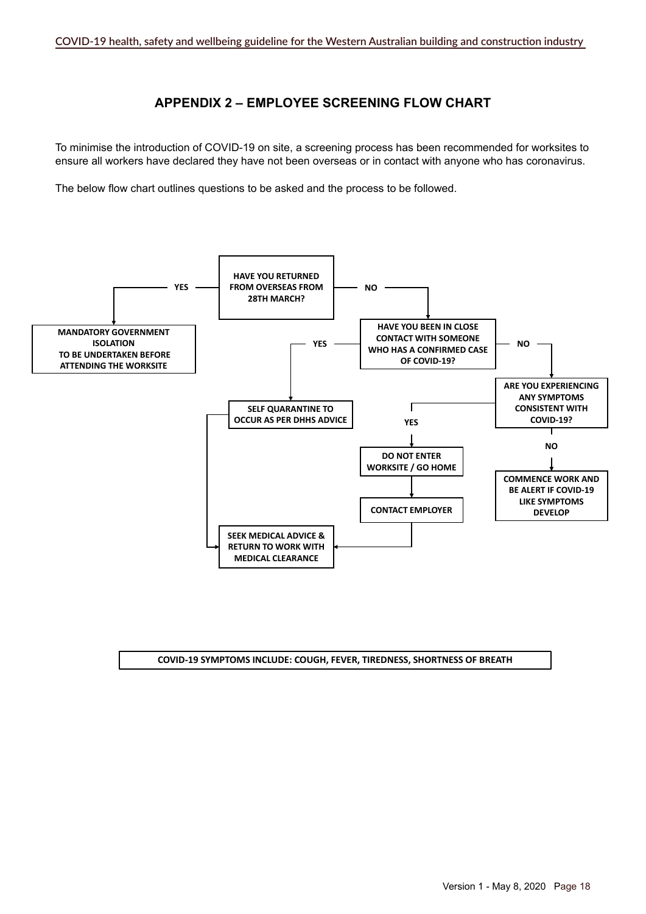## APPENDIX 2 – EMPLOYEE SCREENING FLOW CHART

To minimise the introduction of COVID-19 on site, a screening process has been recommended for worksites to ensure all workers have declared they have not been overseas or in contact with anyone who has coronavirus.

The below flow chart outlines questions to be asked and the process to be followed.

**HAVE YOU RETURNED FROM OVERSEAS FROM 28TH MARCH?**

- **YES** → **MANDATORY GOVERNMENT ISOLATION TO BE UNDERTAKEN BEFORE ATTENDING THE WORKSITE**
- **NO** → **HAVE YOU BEEN IN CLOSE CONTACT WITH SOMEONE WHO HAS A CONFIRMED CASE OF COVID-19?**
  - **YES** → **SELF QUARANTINE TO OCCUR AS PER DHHS ADVICE** → **SEEK MEDICAL ADVICE & RETURN TO WORK WITH MEDICAL CLEARANCE**
  - **NO** → **ARE YOU EXPERIENCING ANY SYMPTOMS CONSISTENT WITH COVID-19?**
    - **YES** → **DO NOT ENTER WORKSITE / GO HOME** → **CONTACT EMPLOYER** → **SEEK MEDICAL ADVICE & RETURN TO WORK WITH MEDICAL CLEARANCE**
    - **NO** → **COMMENCE WORK AND BE ALERT IF COVID-19 LIKE SYMPTOMS DEVELOP**

**COVID-19 SYMPTOMS INCLUDE: COUGH, FEVER, TIREDNESS, SHORTNESS OF BREATH**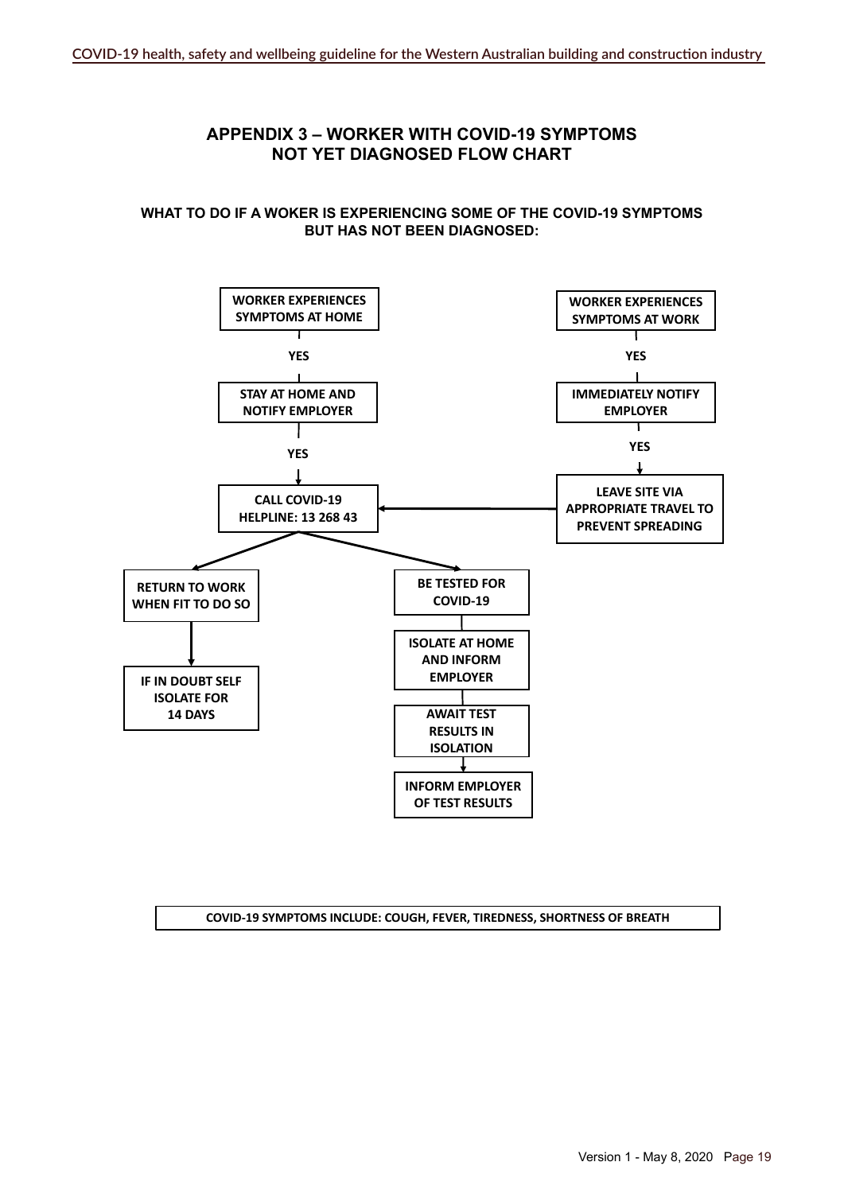## APPENDIX 3 – WORKER WITH COVID-19 SYMPTOMS NOT YET DIAGNOSED FLOW CHART

**WHAT TO DO IF A WOKER IS EXPERIENCING SOME OF THE COVID-19 SYMPTOMS BUT HAS NOT BEEN DIAGNOSED:**

**WORKER EXPERIENCES SYMPTOMS AT HOME**

YES

**STAY AT HOME AND NOTIFY EMPLOYER**

YES

**CALL COVID-19 HELPLINE: 13 268 43**

**WORKER EXPERIENCES SYMPTOMS AT WORK**

YES

**IMMEDIATELY NOTIFY EMPLOYER**

YES

**LEAVE SITE VIA APPROPRIATE TRAVEL TO PREVENT SPREADING**

**RETURN TO WORK WHEN FIT TO DO SO**

**IF IN DOUBT SELF ISOLATE FOR 14 DAYS**

**BE TESTED FOR COVID-19**

**ISOLATE AT HOME AND INFORM EMPLOYER**

**AWAIT TEST RESULTS IN ISOLATION**

**INFORM EMPLOYER OF TEST RESULTS**

**COVID-19 SYMPTOMS INCLUDE: COUGH, FEVER, TIREDNESS, SHORTNESS OF BREATH**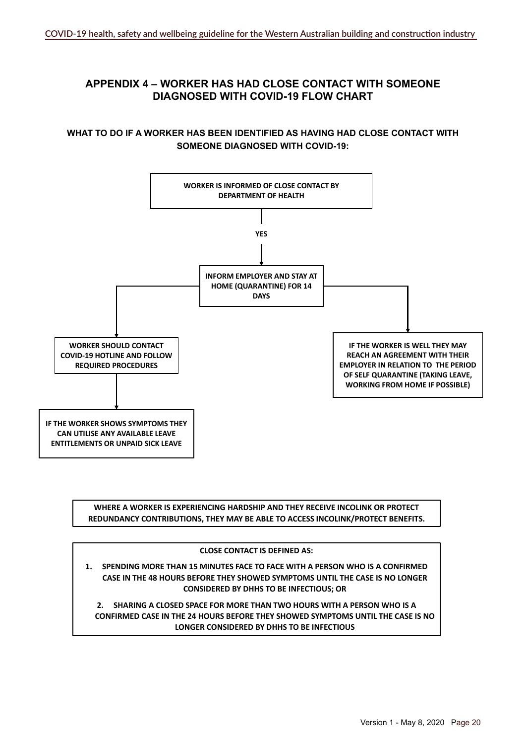## APPENDIX 4 – WORKER HAS HAD CLOSE CONTACT WITH SOMEONE DIAGNOSED WITH COVID-19 FLOW CHART

### WHAT TO DO IF A WORKER HAS BEEN IDENTIFIED AS HAVING HAD CLOSE CONTACT WITH SOMEONE DIAGNOSED WITH COVID-19:

**WORKER IS INFORMED OF CLOSE CONTACT BY DEPARTMENT OF HEALTH**

**YES**

**INFORM EMPLOYER AND STAY AT HOME (QUARANTINE) FOR 14 DAYS**

**WORKER SHOULD CONTACT COVID-19 HOTLINE AND FOLLOW REQUIRED PROCEDURES**

**IF THE WORKER SHOWS SYMPTOMS THEY CAN UTILISE ANY AVAILABLE LEAVE ENTITLEMENTS OR UNPAID SICK LEAVE**

**IF THE WORKER IS WELL THEY MAY REACH AN AGREEMENT WITH THEIR EMPLOYER IN RELATION TO THE PERIOD OF SELF QUARANTINE (TAKING LEAVE, WORKING FROM HOME IF POSSIBLE)**

**WHERE A WORKER IS EXPERIENCING HARDSHIP AND THEY RECEIVE INCOLINK OR PROTECT REDUNDANCY CONTRIBUTIONS, THEY MAY BE ABLE TO ACCESS INCOLINK/PROTECT BENEFITS.**

**CLOSE CONTACT IS DEFINED AS:**

1. **SPENDING MORE THAN 15 MINUTES FACE TO FACE WITH A PERSON WHO IS A CONFIRMED CASE IN THE 48 HOURS BEFORE THEY SHOWED SYMPTOMS UNTIL THE CASE IS NO LONGER CONSIDERED BY DHHS TO BE INFECTIOUS; OR**
2. **SHARING A CLOSED SPACE FOR MORE THAN TWO HOURS WITH A PERSON WHO IS A CONFIRMED CASE IN THE 24 HOURS BEFORE THEY SHOWED SYMPTOMS UNTIL THE CASE IS NO LONGER CONSIDERED BY DHHS TO BE INFECTIOUS**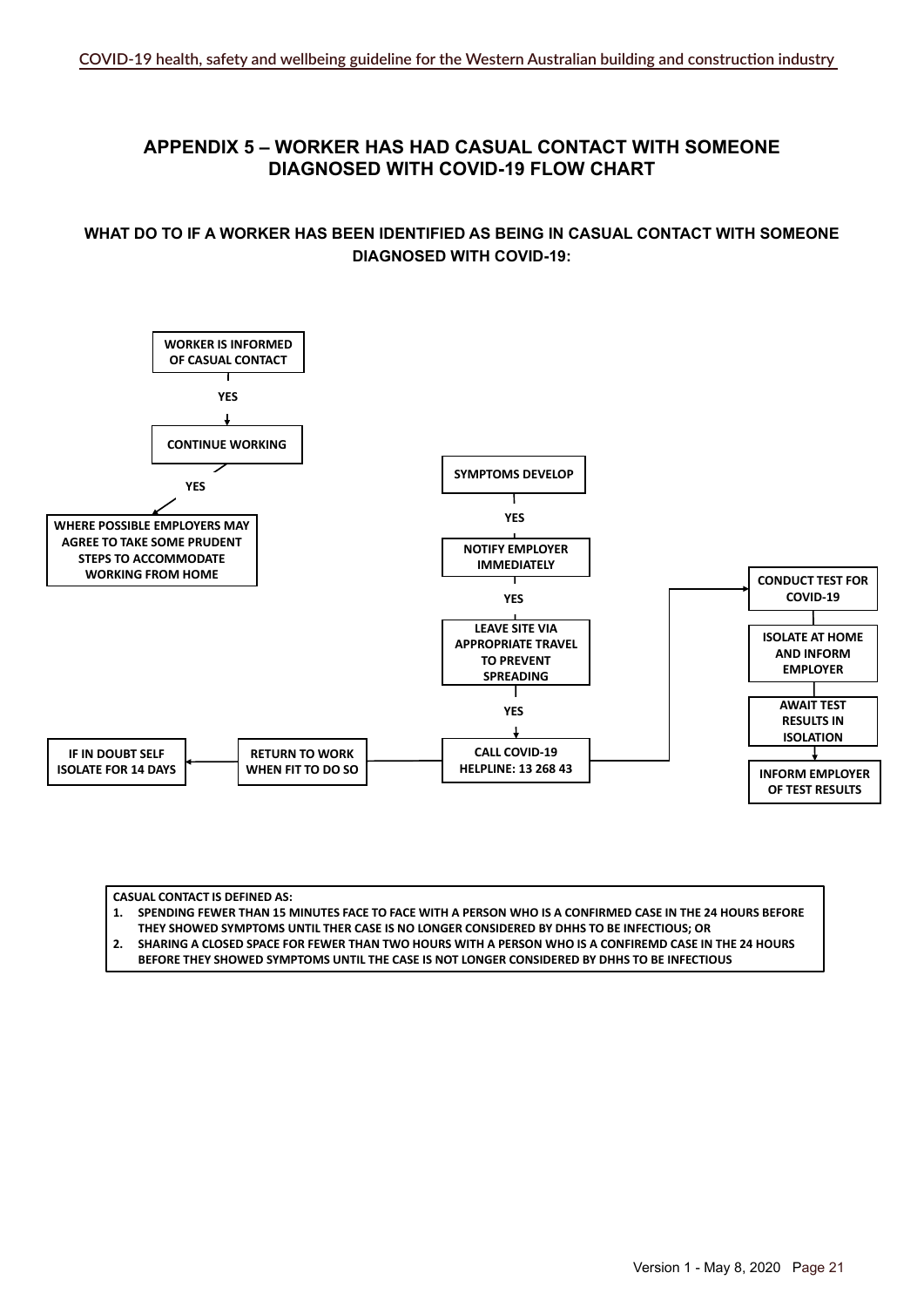## APPENDIX 5 – WORKER HAS HAD CASUAL CONTACT WITH SOMEONE DIAGNOSED WITH COVID-19 FLOW CHART

### WHAT DO TO IF A WORKER HAS BEEN IDENTIFIED AS BEING IN CASUAL CONTACT WITH SOMEONE DIAGNOSED WITH COVID-19:

WORKER IS INFORMED OF CASUAL CONTACT

YES

CONTINUE WORKING

YES

WHERE POSSIBLE EMPLOYERS MAY AGREE TO TAKE SOME PRUDENT STEPS TO ACCOMMODATE WORKING FROM HOME

SYMPTOMS DEVELOP

YES

NOTIFY EMPLOYER IMMEDIATELY

YES

LEAVE SITE VIA APPROPRIATE TRAVEL TO PREVENT SPREADING

YES

CALL COVID-19 HELPLINE: 13 268 43

CONDUCT TEST FOR COVID-19

ISOLATE AT HOME AND INFORM EMPLOYER

AWAIT TEST RESULTS IN ISOLATION

INFORM EMPLOYER OF TEST RESULTS

RETURN TO WORK WHEN FIT TO DO SO

IF IN DOUBT SELF ISOLATE FOR 14 DAYS

**CASUAL CONTACT IS DEFINED AS:**

1. **SPENDING FEWER THAN 15 MINUTES FACE TO FACE WITH A PERSON WHO IS A CONFIRMED CASE IN THE 24 HOURS BEFORE THEY SHOWED SYMPTOMS UNTIL THER CASE IS NO LONGER CONSIDERED BY DHHS TO BE INFECTIOUS; OR**
2. **SHARING A CLOSED SPACE FOR FEWER THAN TWO HOURS WITH A PERSON WHO IS A CONFIREMD CASE IN THE 24 HOURS BEFORE THEY SHOWED SYMPTOMS UNTIL THE CASE IS NOT LONGER CONSIDERED BY DHHS TO BE INFECTIOUS**